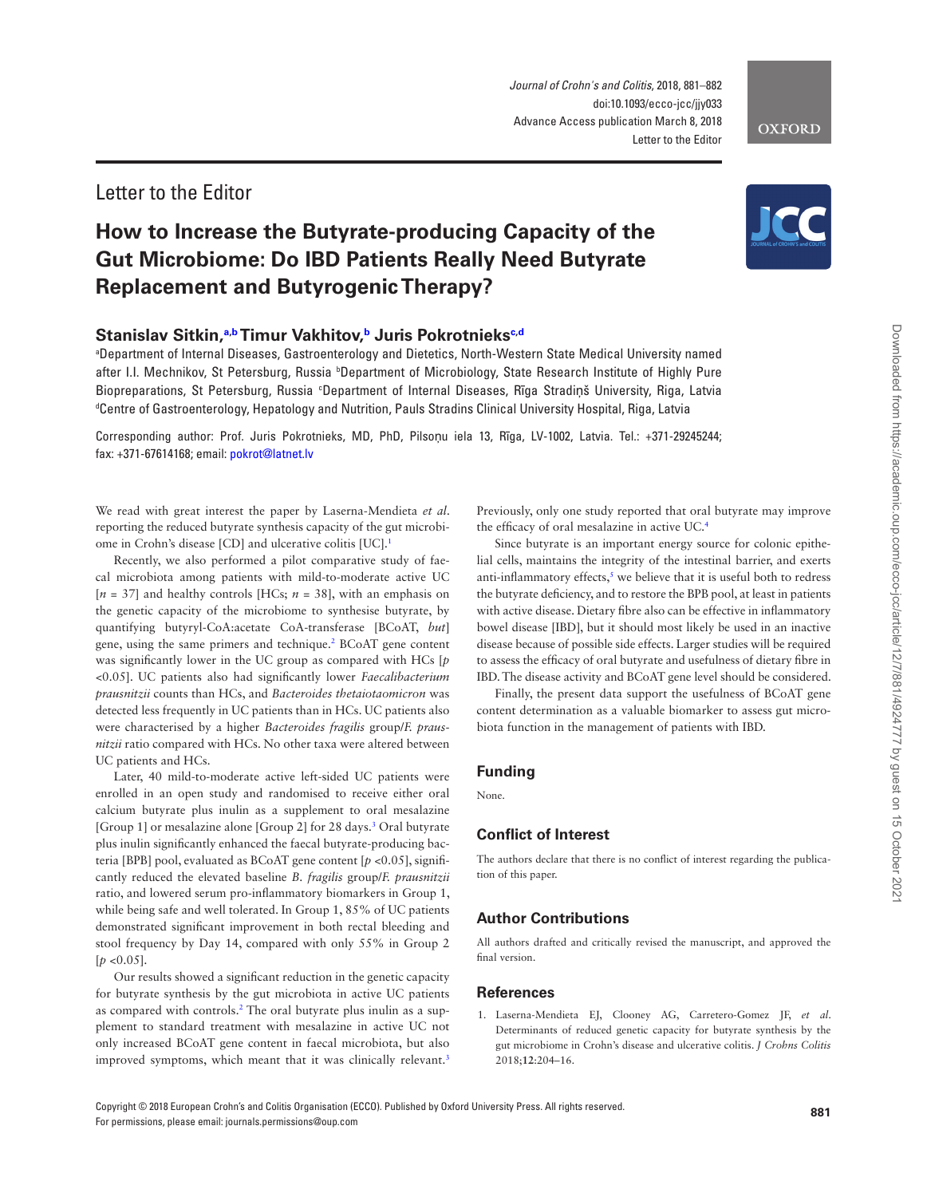Letter to the Editor

# How to Increase the Butyrate-producing Capacity of the Gut Microbiome: Do IBD Patients Really Need Butyrate Replacement and Butyrogenic Therapy?

**Stanislav Sitkin,[a,b] Timur Vakhitov,[b] Juris Pokrotnieks[c,d]**

[a]Department of Internal Diseases, Gastroenterology and Dietetics, North-Western State Medical University named after I.I. Mechnikov, St Petersburg, Russia [b]Department of Microbiology, State Research Institute of Highly Pure Biopreparations, St Petersburg, Russia [c]Department of Internal Diseases, Rīga Stradiņš University, Riga, Latvia [d]Centre of Gastroenterology, Hepatology and Nutrition, Pauls Stradins Clinical University Hospital, Riga, Latvia

Corresponding author: Prof. Juris Pokrotnieks, MD, PhD, Pilsoņu iela 13, Rīga, LV-1002, Latvia. Tel.: +371-29245244; fax: +371-67614168; email: pokrot@latnet.lv

We read with great interest the paper by Laserna-Mendieta *et al*. reporting the reduced butyrate synthesis capacity of the gut microbiome in Crohn's disease [CD] and ulcerative colitis [UC].[1]

Recently, we also performed a pilot comparative study of faecal microbiota among patients with mild-to-moderate active UC [$n$ = 37] and healthy controls [HCs; $n$ = 38], with an emphasis on the genetic capacity of the microbiome to synthesise butyrate, by quantifying butyryl-CoA:acetate CoA-transferase [BCoAT, *but*] gene, using the same primers and technique.[2] BCoAT gene content was significantly lower in the UC group as compared with HCs [$p$ <0.05]. UC patients also had significantly lower *Faecalibacterium prausnitzii* counts than HCs, and *Bacteroides thetaiotaomicron* was detected less frequently in UC patients than in HCs. UC patients also were characterised by a higher *Bacteroides fragilis* group/*F. prausnitzii* ratio compared with HCs. No other taxa were altered between UC patients and HCs.

Later, 40 mild-to-moderate active left-sided UC patients were enrolled in an open study and randomised to receive either oral calcium butyrate plus inulin as a supplement to oral mesalazine [Group 1] or mesalazine alone [Group 2] for 28 days.[3] Oral butyrate plus inulin significantly enhanced the faecal butyrate-producing bacteria [BPB] pool, evaluated as BCoAT gene content [$p$ <0.05], significantly reduced the elevated baseline *B. fragilis* group/*F. prausnitzii* ratio, and lowered serum pro-inflammatory biomarkers in Group 1, while being safe and well tolerated. In Group 1, 85% of UC patients demonstrated significant improvement in both rectal bleeding and stool frequency by Day 14, compared with only 55% in Group 2 [$p$ <0.05].

Our results showed a significant reduction in the genetic capacity for butyrate synthesis by the gut microbiota in active UC patients as compared with controls.[2] The oral butyrate plus inulin as a supplement to standard treatment with mesalazine in active UC not only increased BCoAT gene content in faecal microbiota, but also improved symptoms, which meant that it was clinically relevant.[3] Previously, only one study reported that oral butyrate may improve the efficacy of oral mesalazine in active UC.[4]

Since butyrate is an important energy source for colonic epithelial cells, maintains the integrity of the intestinal barrier, and exerts anti-inflammatory effects,[5] we believe that it is useful both to redress the butyrate deficiency, and to restore the BPB pool, at least in patients with active disease. Dietary fibre also can be effective in inflammatory bowel disease [IBD], but it should most likely be used in an inactive disease because of possible side effects. Larger studies will be required to assess the efficacy of oral butyrate and usefulness of dietary fibre in IBD. The disease activity and BCoAT gene level should be considered.

Finally, the present data support the usefulness of BCoAT gene content determination as a valuable biomarker to assess gut microbiota function in the management of patients with IBD.

## Funding

None.

## Conflict of Interest

The authors declare that there is no conflict of interest regarding the publication of this paper.

## Author Contributions

All authors drafted and critically revised the manuscript, and approved the final version.

## References

1. Laserna-Mendieta EJ, Clooney AG, Carretero-Gomez JF, *et al*. Determinants of reduced genetic capacity for butyrate synthesis by the gut microbiome in Crohn's disease and ulcerative colitis. *J Crohns Colitis* 2018;**12**:204–16.

Copyright © 2018 European Crohn's and Colitis Organisation (ECCO). Published by Oxford University Press. All rights reserved. For permissions, please email: journals.permissions@oup.com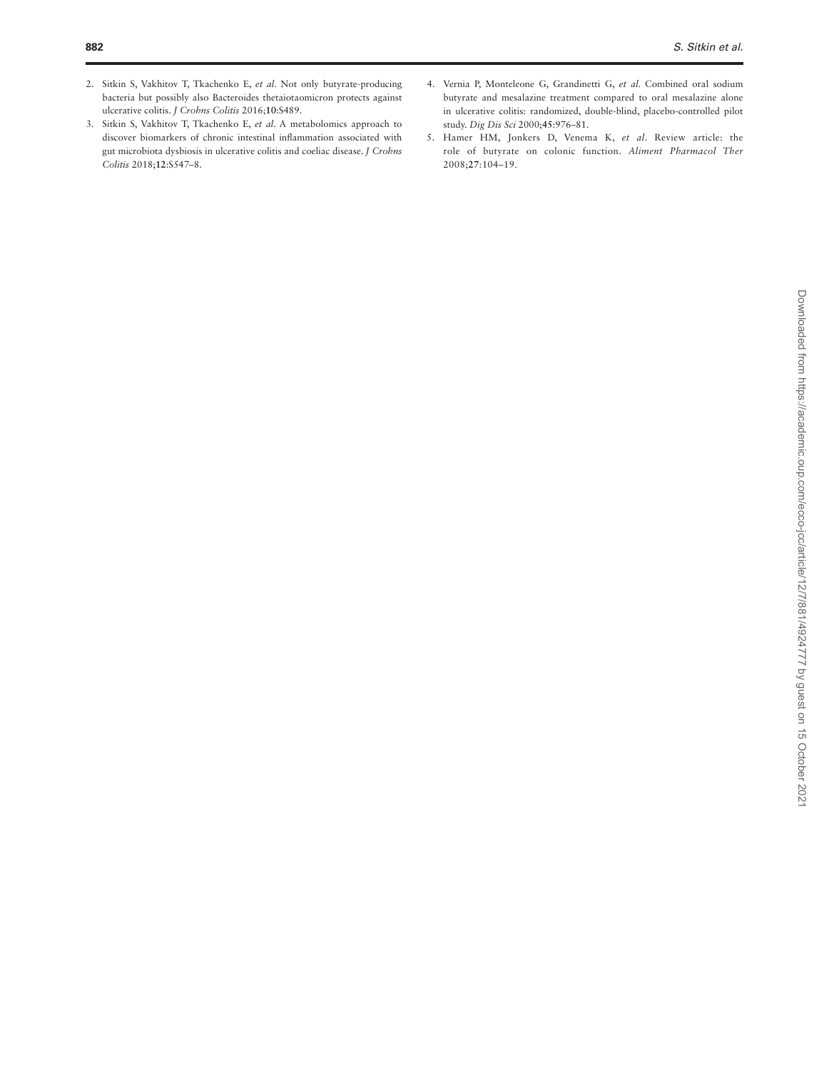2. Sitkin S, Vakhitov T, Tkachenko E, *et al*. Not only butyrate-producing bacteria but possibly also Bacteroides thetaiotaomicron protects against ulcerative colitis. *J Crohns Colitis* 2016;**10**:S489.
3. Sitkin S, Vakhitov T, Tkachenko E, *et al*. A metabolomics approach to discover biomarkers of chronic intestinal inflammation associated with gut microbiota dysbiosis in ulcerative colitis and coeliac disease. *J Crohns Colitis* 2018;**12**:S547–8.
4. Vernia P, Monteleone G, Grandinetti G, *et al*. Combined oral sodium butyrate and mesalazine treatment compared to oral mesalazine alone in ulcerative colitis: randomized, double-blind, placebo-controlled pilot study. *Dig Dis Sci* 2000;**45**:976–81.
5. Hamer HM, Jonkers D, Venema K, *et al*. Review article: the role of butyrate on colonic function. *Aliment Pharmacol Ther* 2008;**27**:104–19.